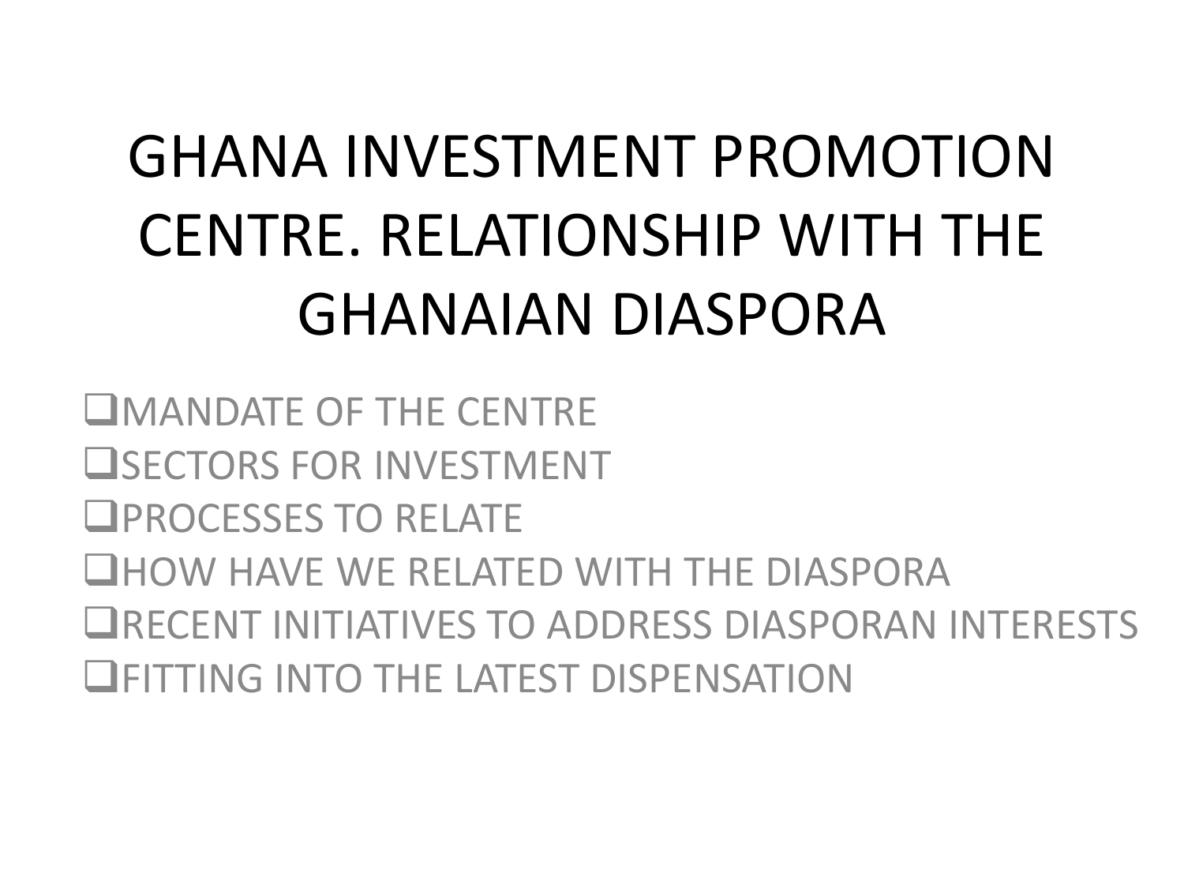# GHANA INVESTMENT PROMOTION CENTRE. RELATIONSHIP WITH THE GHANAIAN DIASPORA

- MANDATE OF THE CENTRE
- SECTORS FOR INVESTMENT
- PROCESSES TO RELATE
- HOW HAVE WE RELATED WITH THE DIASPORA
- RECENT INITIATIVES TO ADDRESS DIASPORAN INTERESTS
- FITTING INTO THE LATEST DISPENSATION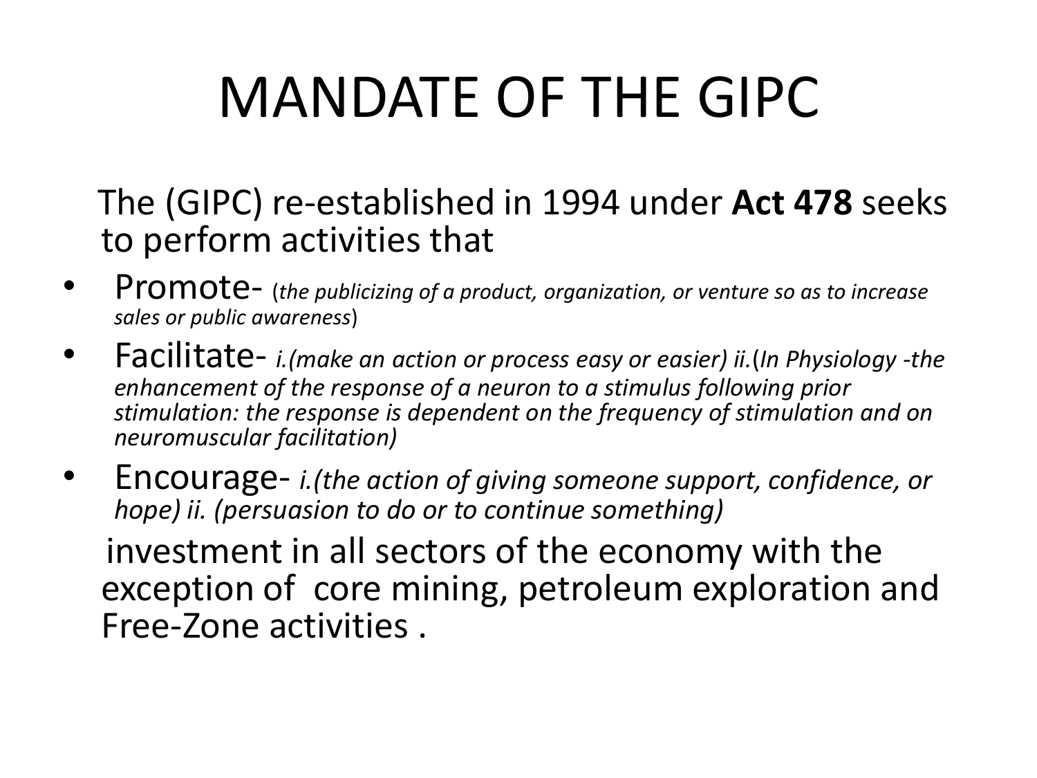# MANDATE OF THE GIPC

The (GIPC) re-established in 1994 under **Act 478** seeks to perform activities that

- Promote- (*the publicizing of a product, organization, or venture so as to increase sales or public awareness*)
- Facilitate- *i.(make an action or process easy or easier) ii.*(*In Physiology -the enhancement of the response of a neuron to a stimulus following prior stimulation: the response is dependent on the frequency of stimulation and on neuromuscular facilitation)*
- Encourage- *i.(the action of giving someone support, confidence, or hope) ii. (persuasion to do or to continue something)*

investment in all sectors of the economy with the exception of core mining, petroleum exploration and Free-Zone activities .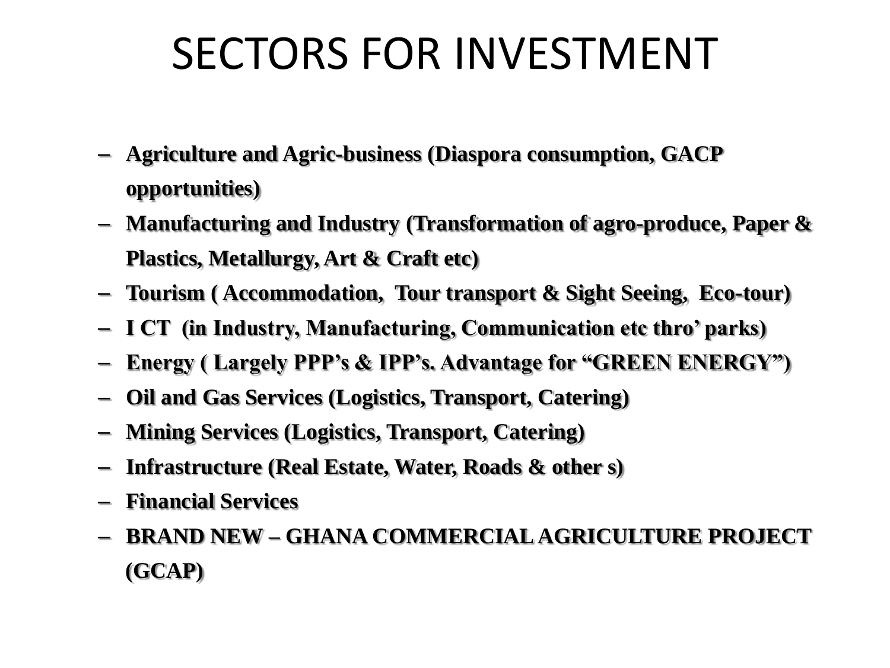# SECTORS FOR INVESTMENT

- **Agriculture and Agric-business (Diaspora consumption, GACP opportunities)**
- **Manufacturing and Industry (Transformation of agro-produce, Paper & Plastics, Metallurgy, Art & Craft etc)**
- **Tourism ( Accommodation, Tour transport & Sight Seeing, Eco-tour)**
- **I CT (in Industry, Manufacturing, Communication etc thro' parks)**
- **Energy ( Largely PPP's & IPP's. Advantage for "GREEN ENERGY")**
- **Oil and Gas Services (Logistics, Transport, Catering)**
- **Mining Services (Logistics, Transport, Catering)**
- **Infrastructure (Real Estate, Water, Roads & other s)**
- **Financial Services**
- **BRAND NEW – GHANA COMMERCIAL AGRICULTURE PROJECT (GCAP)**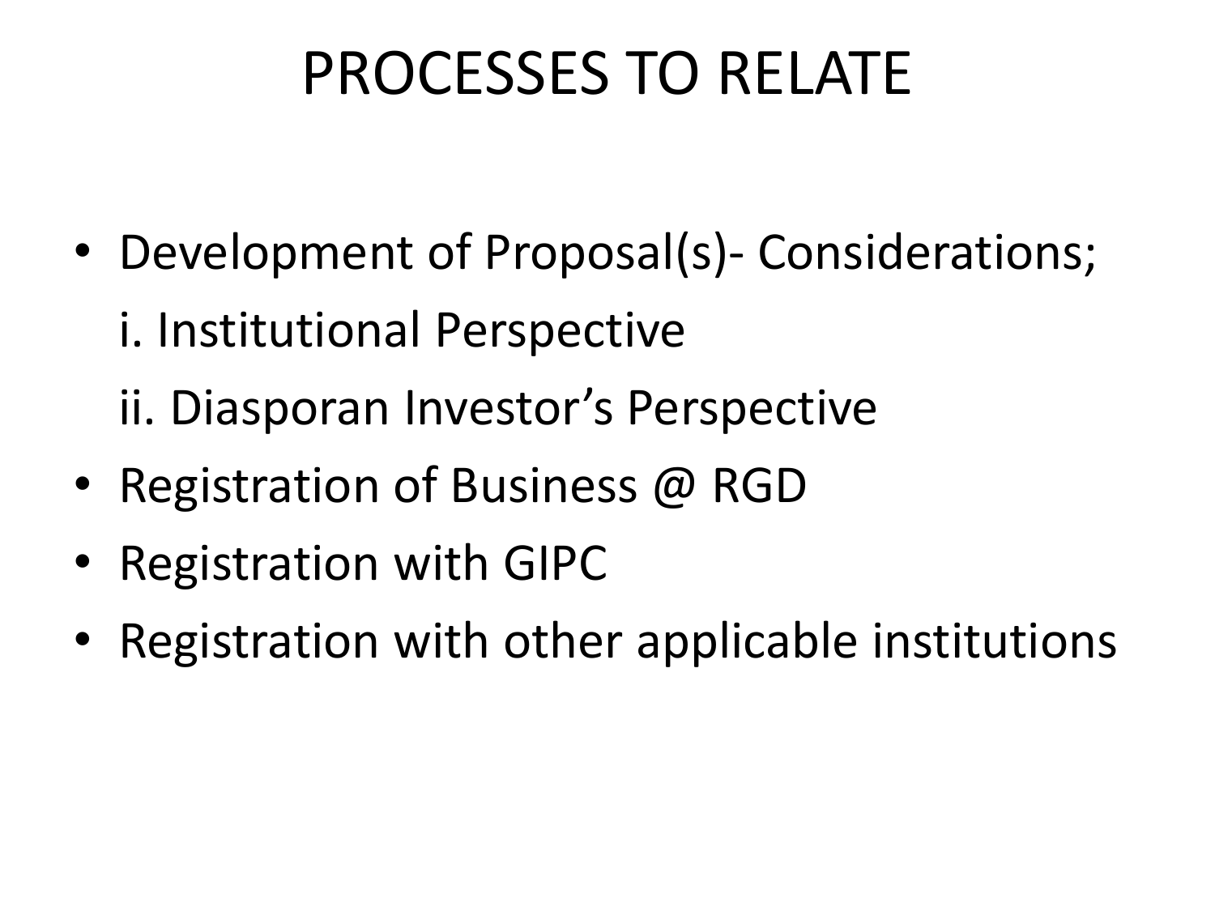# PROCESSES TO RELATE

- Development of Proposal(s)- Considerations;

  i. Institutional Perspective

  ii. Diasporan Investor’s Perspective

- Registration of Business @ RGD
- Registration with GIPC
- Registration with other applicable institutions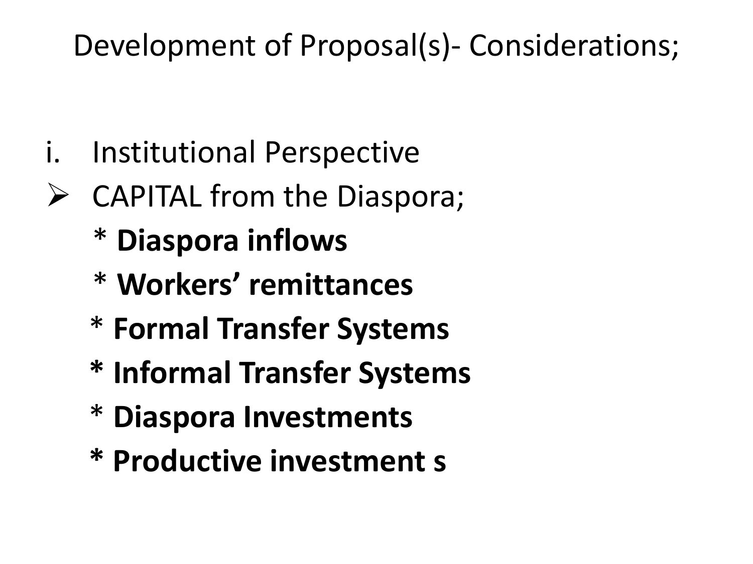# Development of Proposal(s)- Considerations;

i. Institutional Perspective

- CAPITAL from the Diaspora;
  - * **Diaspora inflows**
  - * **Workers' remittances**
  - * **Formal Transfer Systems**
  - * **Informal Transfer Systems**
  - * **Diaspora Investments**
  - * **Productive investment s**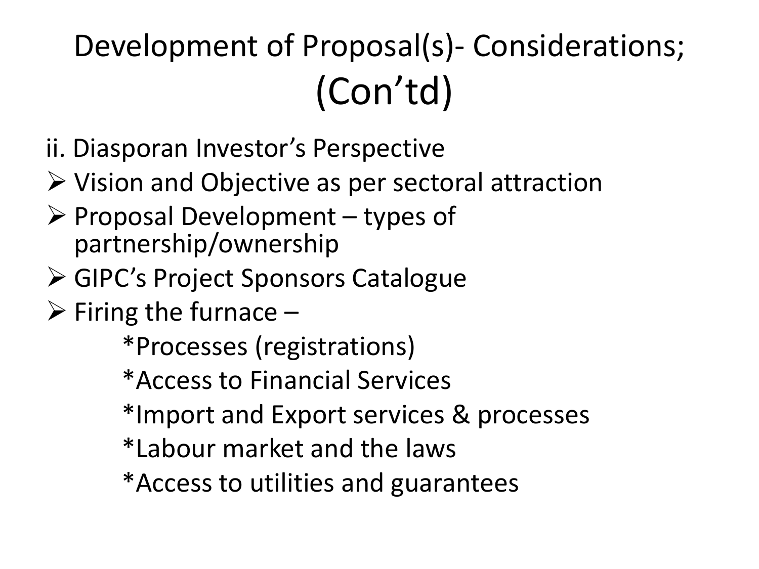# Development of Proposal(s)- Considerations; (Con’td)

ii. Diasporan Investor’s Perspective

- Vision and Objective as per sectoral attraction
- Proposal Development – types of partnership/ownership
- GIPC’s Project Sponsors Catalogue
- Firing the furnace –
  - *Processes (registrations)
  - *Access to Financial Services
  - *Import and Export services & processes
  - *Labour market and the laws
  - *Access to utilities and guarantees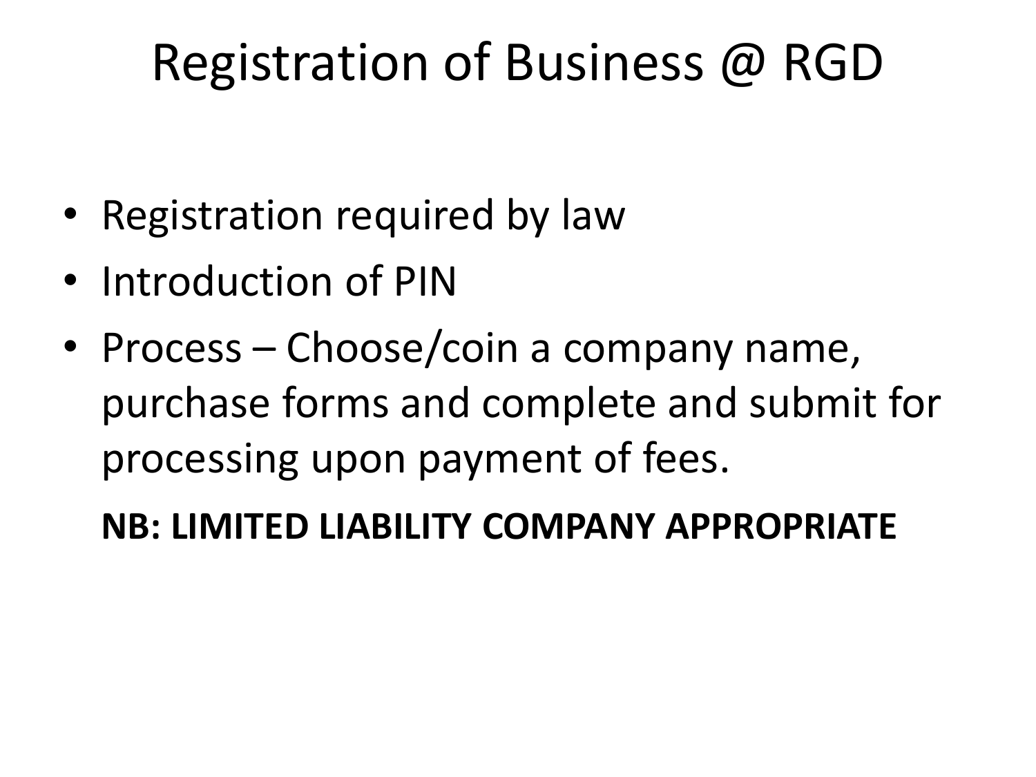# Registration of Business @ RGD

- Registration required by law
- Introduction of PIN
- Process – Choose/coin a company name, purchase forms and complete and submit for processing upon payment of fees.

  **NB: LIMITED LIABILITY COMPANY APPROPRIATE**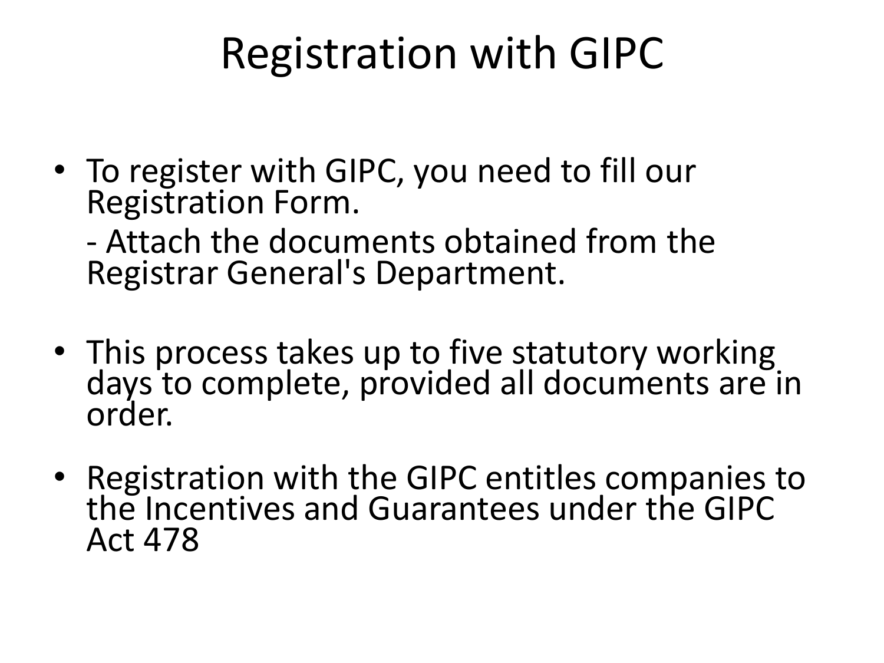# Registration with GIPC

- To register with GIPC, you need to fill our Registration Form.

  - Attach the documents obtained from the Registrar General's Department.

- This process takes up to five statutory working days to complete, provided all documents are in order.

- Registration with the GIPC entitles companies to the Incentives and Guarantees under the GIPC Act 478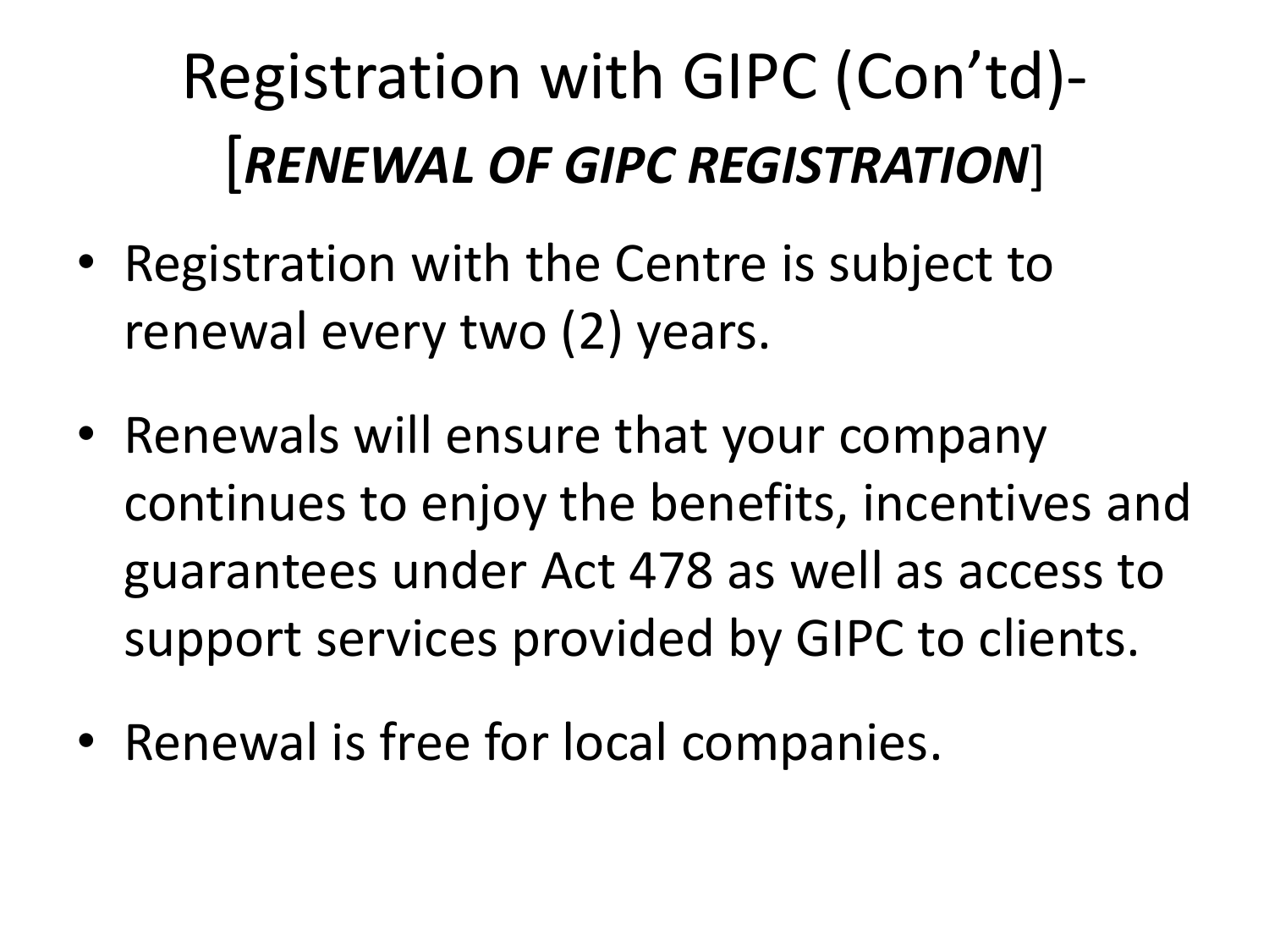# Registration with GIPC (Con’td)- [***RENEWAL OF GIPC REGISTRATION***]

- Registration with the Centre is subject to renewal every two (2) years.
- Renewals will ensure that your company continues to enjoy the benefits, incentives and guarantees under Act 478 as well as access to support services provided by GIPC to clients.
- Renewal is free for local companies.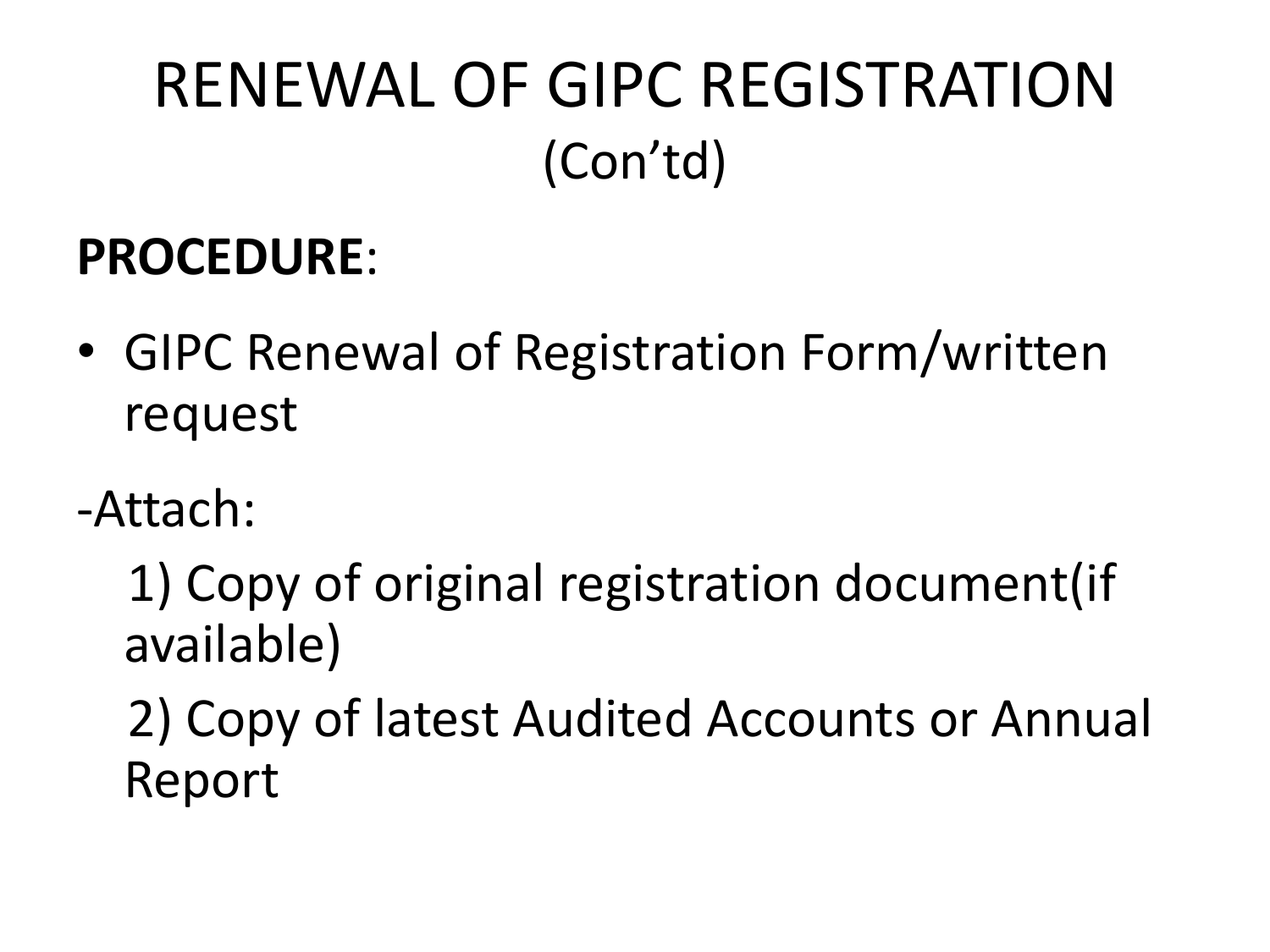# RENEWAL OF GIPC REGISTRATION (Con'td)

**PROCEDURE**:

- GIPC Renewal of Registration Form/written request

-Attach:

1) Copy of original registration document(if available)

2) Copy of latest Audited Accounts or Annual Report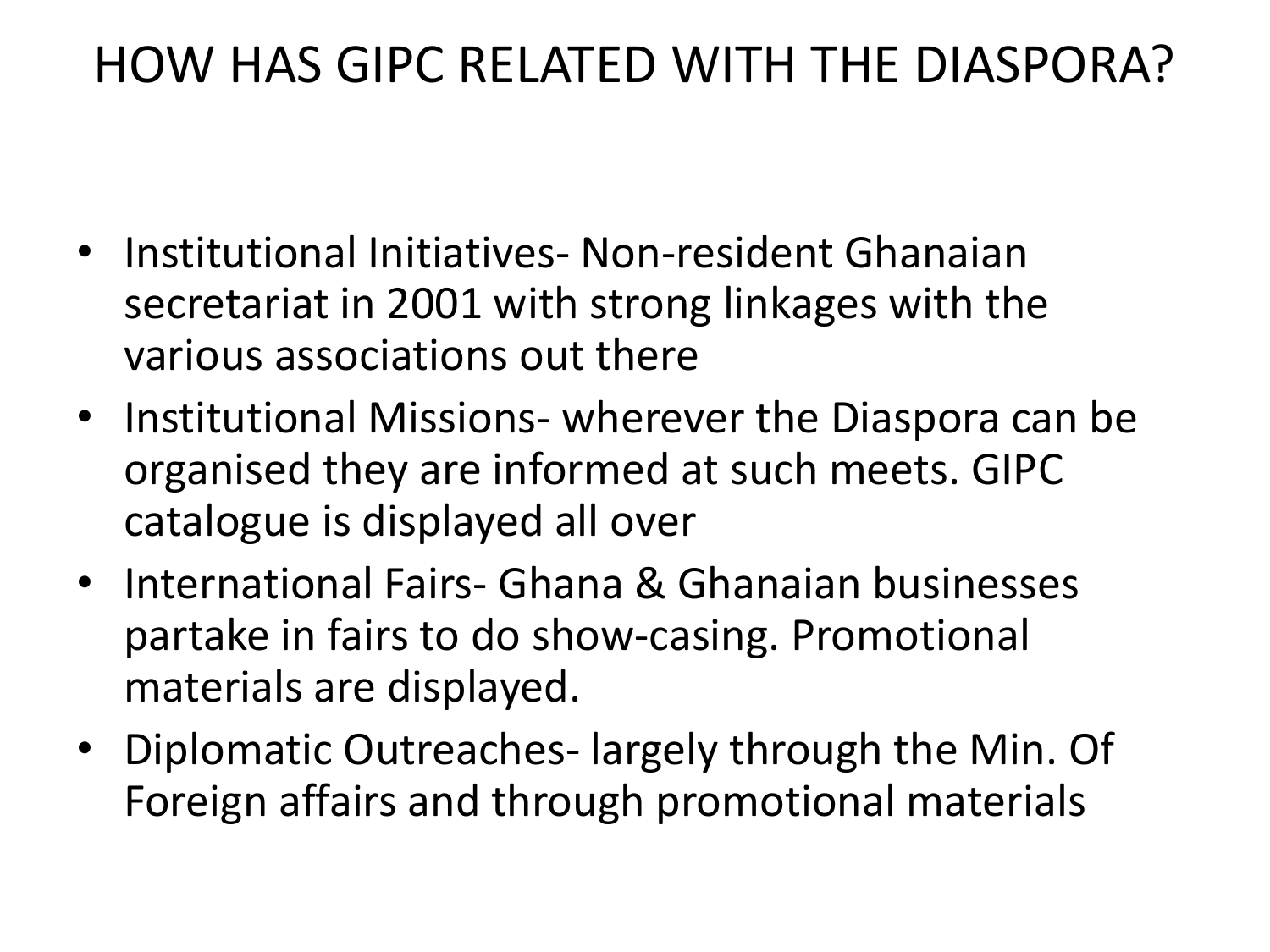# HOW HAS GIPC RELATED WITH THE DIASPORA?

- Institutional Initiatives- Non-resident Ghanaian secretariat in 2001 with strong linkages with the various associations out there
- Institutional Missions- wherever the Diaspora can be organised they are informed at such meets. GIPC catalogue is displayed all over
- International Fairs- Ghana & Ghanaian businesses partake in fairs to do show-casing. Promotional materials are displayed.
- Diplomatic Outreaches- largely through the Min. Of Foreign affairs and through promotional materials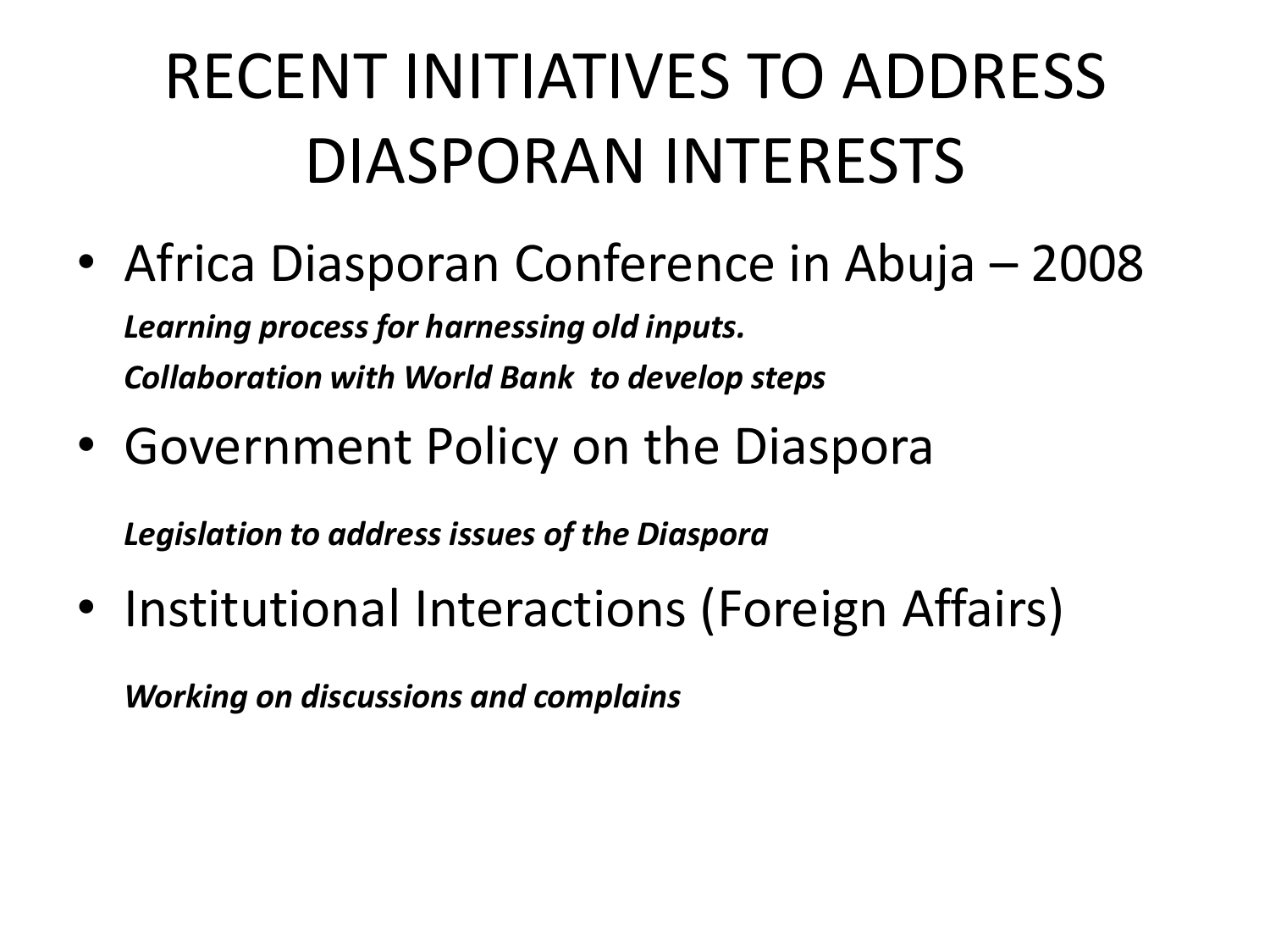# RECENT INITIATIVES TO ADDRESS DIASPORAN INTERESTS

- Africa Diasporan Conference in Abuja – 2008

  ***Learning process for harnessing old inputs.***

  ***Collaboration with World Bank to develop steps***

- Government Policy on the Diaspora

  ***Legislation to address issues of the Diaspora***

- Institutional Interactions (Foreign Affairs)

  ***Working on discussions and complains***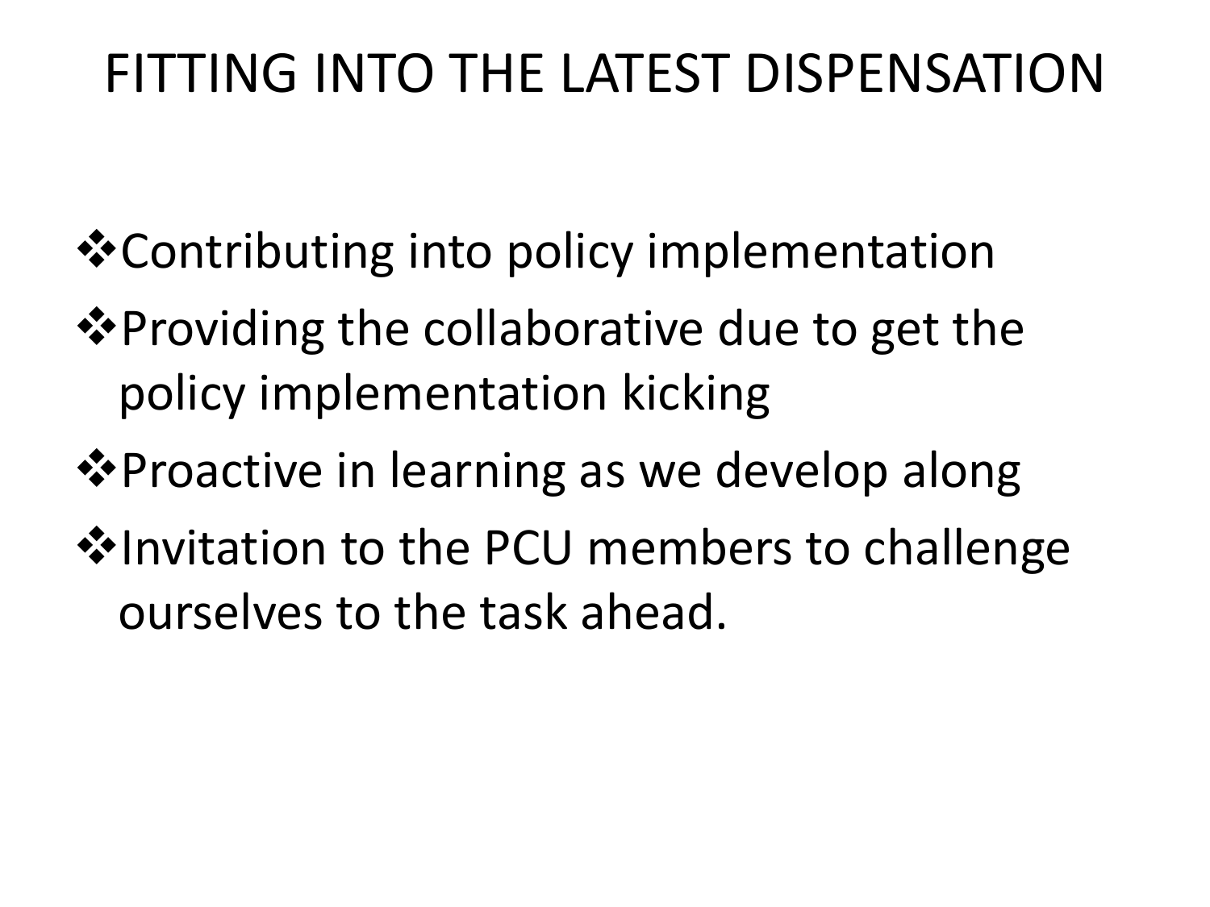# FITTING INTO THE LATEST DISPENSATION

- Contributing into policy implementation
- Providing the collaborative due to get the policy implementation kicking
- Proactive in learning as we develop along
- Invitation to the PCU members to challenge ourselves to the task ahead.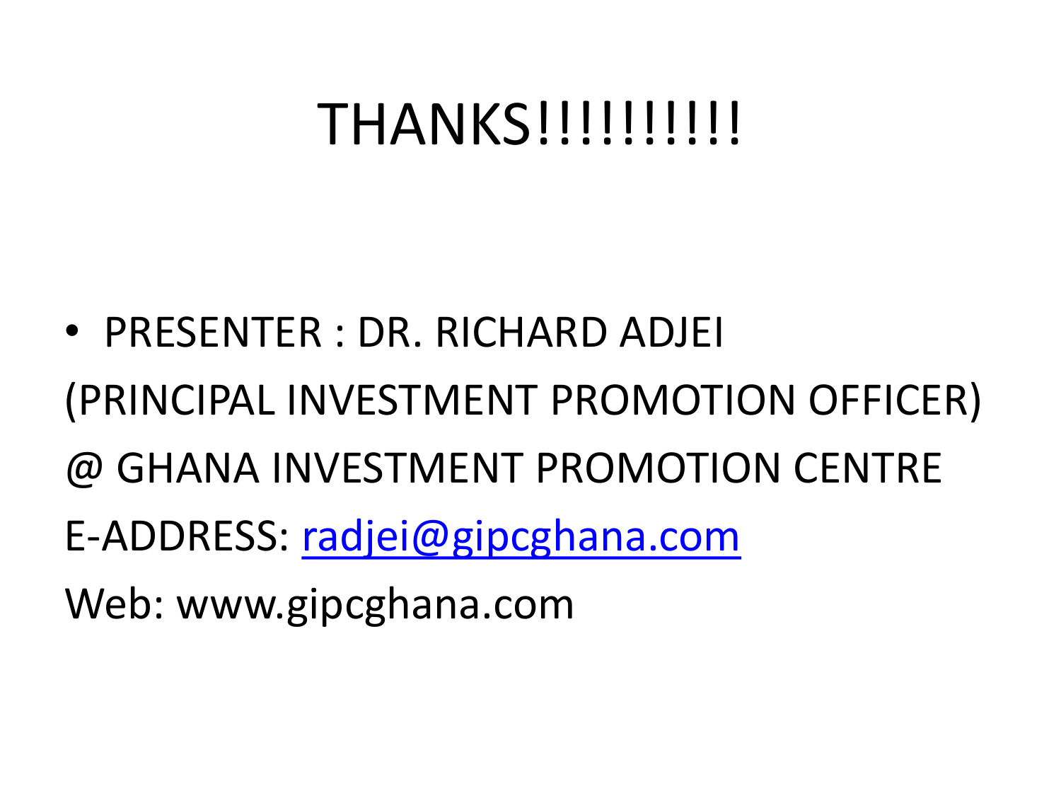# THANKS!!!!!!!!!!

- PRESENTER : DR. RICHARD ADJEI

(PRINCIPAL INVESTMENT PROMOTION OFFICER)

@ GHANA INVESTMENT PROMOTION CENTRE

E-ADDRESS: radjei@gipcghana.com

Web: www.gipcghana.com